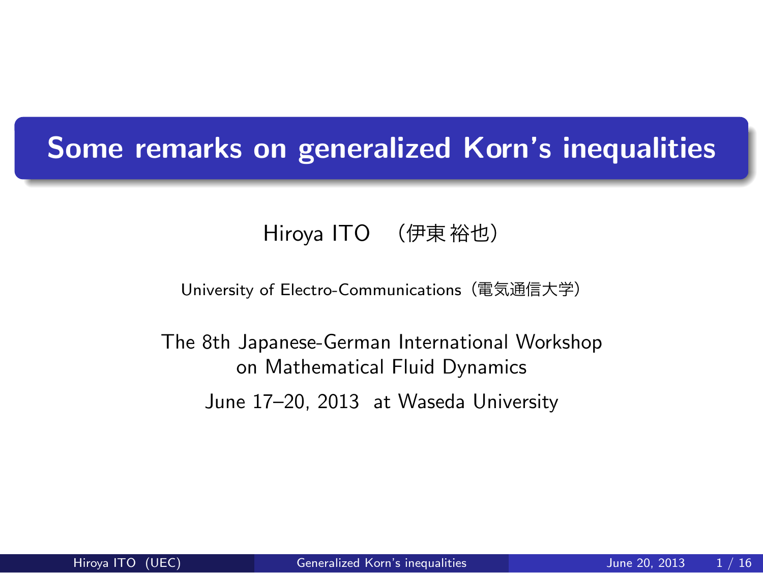# Some remarks on generalized Korn's inequalities

Hiroya ITO （伊東 裕也）

University of Electro-Communications（電気通信大学）

The 8th Japanese-German International Workshop
on Mathematical Fluid Dynamics

June 17–20, 2013 at Waseda University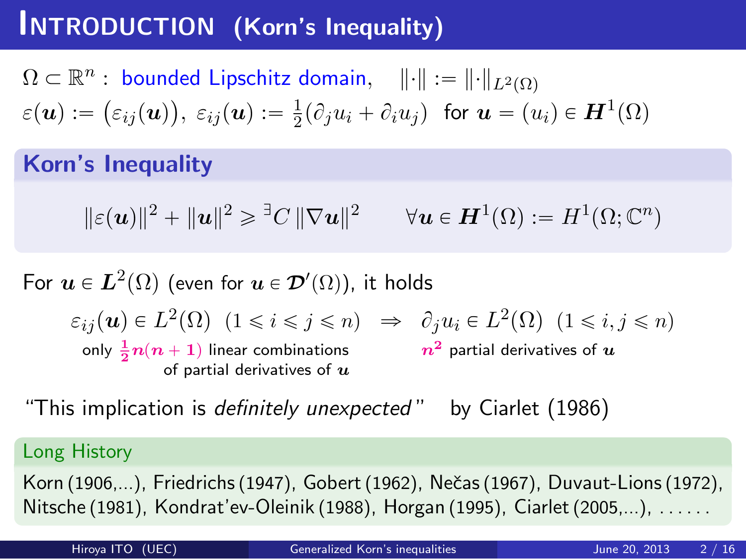# Introduction (Korn's Inequality)

$\Omega \subset \mathbb{R}^n$ : bounded Lipschitz domain, $\quad \|\cdot\| := \|\cdot\|_{L^2(\Omega)}$

$\varepsilon(\boldsymbol{u}) := \big(\varepsilon_{ij}(\boldsymbol{u})\big),\ \varepsilon_{ij}(\boldsymbol{u}) := \frac{1}{2}(\partial_j u_i + \partial_i u_j)$ for $\boldsymbol{u} = (u_i) \in \boldsymbol{H}^1(\Omega)$

## Korn's Inequality

$$\|\varepsilon(\boldsymbol{u})\|^2 + \|\boldsymbol{u}\|^2 \geqslant {}^{\exists}C\,\|\nabla \boldsymbol{u}\|^2 \qquad \forall \boldsymbol{u} \in \boldsymbol{H}^1(\Omega) := H^1(\Omega; \mathbb{C}^n)$$

For $\boldsymbol{u} \in \boldsymbol{L}^2(\Omega)$ (even for $\boldsymbol{u} \in \boldsymbol{\mathcal{D}}'(\Omega)$), it holds

$$\varepsilon_{ij}(\boldsymbol{u}) \in L^2(\Omega)\ \ (1 \leqslant i \leqslant j \leqslant n) \quad \Rightarrow \quad \partial_j u_i \in L^2(\Omega)\ \ (1 \leqslant i, j \leqslant n)$$

only $\frac{1}{2}n(n+1)$ linear combinations of partial derivatives of $\boldsymbol{u}$ $\qquad$ $n^2$ partial derivatives of $\boldsymbol{u}$

"This implication is *definitely unexpected*" by Ciarlet (1986)

## Long History

Korn (1906,...), Friedrichs (1947), Gobert (1962), Nečas (1967), Duvaut-Lions (1972), Nitsche (1981), Kondrat'ev-Oleinik (1988), Horgan (1995), Ciarlet (2005,...), ......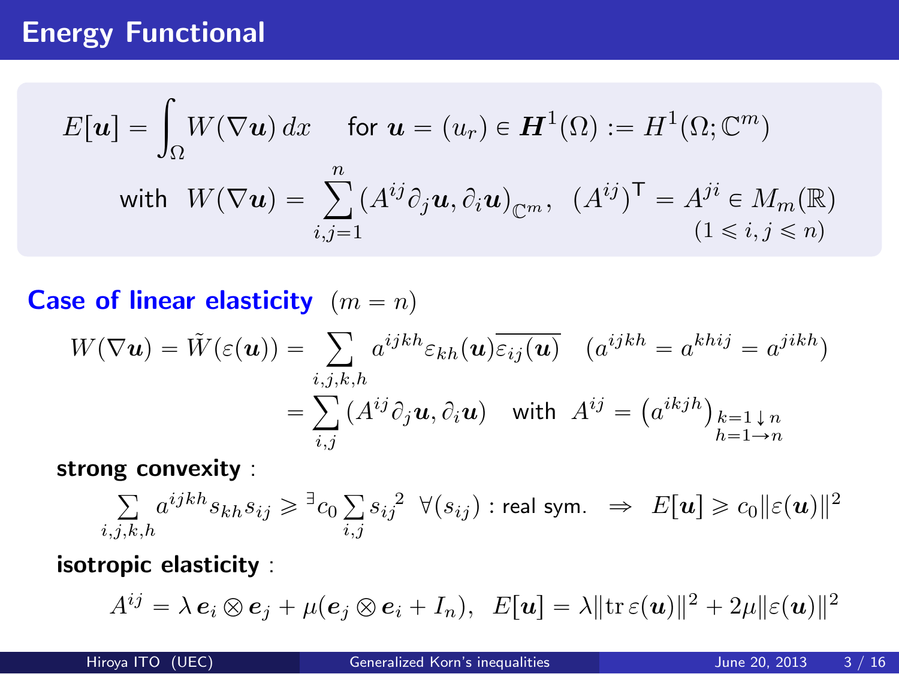# Energy Functional

$$E[\boldsymbol{u}] = \int_\Omega W(\nabla \boldsymbol{u})\, dx \quad \text{for } \boldsymbol{u} = (u_r) \in \boldsymbol{H}^1(\Omega) := H^1(\Omega; \mathbb{C}^m)$$

$$\text{with } \; W(\nabla \boldsymbol{u}) = \sum_{i,j=1}^{n} (A^{ij}\partial_j \boldsymbol{u}, \partial_i \boldsymbol{u})_{\mathbb{C}^m}, \quad (A^{ij})^{\mathsf{T}} = A^{ji} \in M_m(\mathbb{R}) \quad (1 \leqslant i, j \leqslant n)$$

**Case of linear elasticity** $(m = n)$

$$W(\nabla \boldsymbol{u}) = \tilde{W}(\varepsilon(\boldsymbol{u})) = \sum_{i,j,k,h} a^{ijkh} \varepsilon_{kh}(\boldsymbol{u}) \overline{\varepsilon_{ij}(\boldsymbol{u})} \quad (a^{ijkh} = a^{khij} = a^{jikh})$$

$$= \sum_{i,j} (A^{ij}\partial_j \boldsymbol{u}, \partial_i \boldsymbol{u}) \quad \text{with } \; A^{ij} = \left(a^{ikjh}\right)_{\substack{k=1 \downarrow n \\ h=1 \to n}}$$

**strong convexity** :

$$\sum_{i,j,k,h} a^{ijkh} s_{kh} s_{ij} \geqslant {}^{\exists} c_0 \sum_{i,j} {s_{ij}}^2 \;\; \forall (s_{ij}) : \text{real sym.} \;\; \Rightarrow \;\; E[\boldsymbol{u}] \geqslant c_0 \|\varepsilon(\boldsymbol{u})\|^2$$

**isotropic elasticity** :

$$A^{ij} = \lambda\, \boldsymbol{e}_i \otimes \boldsymbol{e}_j + \mu(\boldsymbol{e}_j \otimes \boldsymbol{e}_i + I_n), \;\; E[\boldsymbol{u}] = \lambda \|\mathrm{tr}\, \varepsilon(\boldsymbol{u})\|^2 + 2\mu \|\varepsilon(\boldsymbol{u})\|^2$$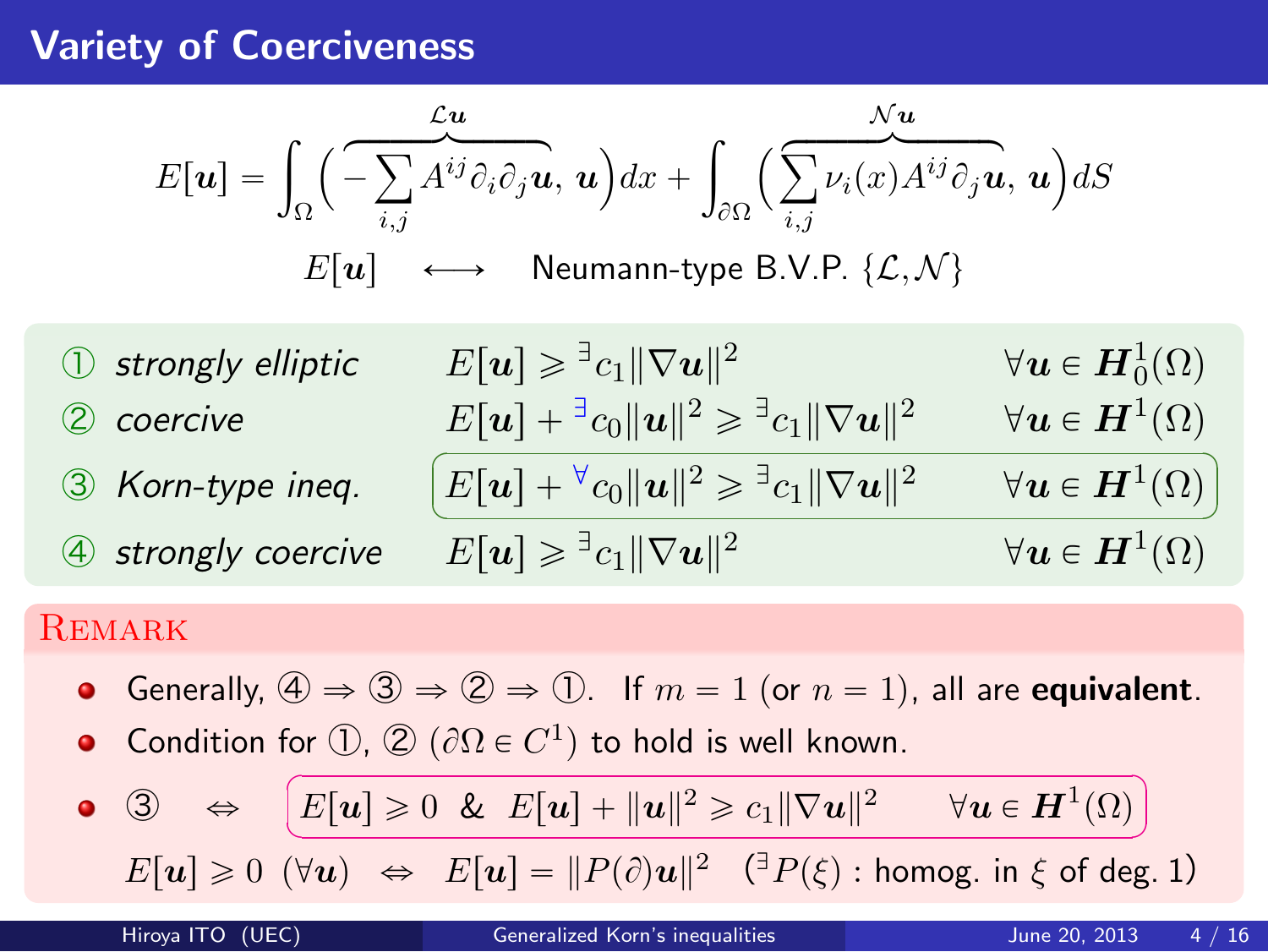# Variety of Coerciveness

$$E[\boldsymbol{u}] = \int_\Omega \Big( \overbrace{-\sum_{i,j} A^{ij}\partial_i\partial_j \boldsymbol{u}}^{\mathcal{L}\boldsymbol{u}},\ \boldsymbol{u}\Big)dx + \int_{\partial\Omega}\Big(\overbrace{\sum_{i,j}\nu_i(x)A^{ij}\partial_j\boldsymbol{u}}^{\mathcal{N}\boldsymbol{u}},\ \boldsymbol{u}\Big)dS$$

$$E[\boldsymbol{u}] \quad \longleftrightarrow \quad \text{Neumann-type B.V.P. } \{\mathcal{L}, \mathcal{N}\}$$

① *strongly elliptic* $\quad E[\boldsymbol{u}] \geqslant {}^{\exists}c_1\|\nabla\boldsymbol{u}\|^2 \quad \forall \boldsymbol{u} \in \boldsymbol{H}_0^1(\Omega)$

② *coercive* $\quad E[\boldsymbol{u}] + {}^{\exists}c_0\|\boldsymbol{u}\|^2 \geqslant {}^{\exists}c_1\|\nabla\boldsymbol{u}\|^2 \quad \forall \boldsymbol{u} \in \boldsymbol{H}^1(\Omega)$

③ *Korn-type ineq.* $\quad E[\boldsymbol{u}] + {}^{\forall}c_0\|\boldsymbol{u}\|^2 \geqslant {}^{\exists}c_1\|\nabla\boldsymbol{u}\|^2 \quad \forall \boldsymbol{u} \in \boldsymbol{H}^1(\Omega)$

④ *strongly coercive* $\quad E[\boldsymbol{u}] \geqslant {}^{\exists}c_1\|\nabla\boldsymbol{u}\|^2 \quad \forall \boldsymbol{u} \in \boldsymbol{H}^1(\Omega)$

## Remark

- Generally, ④ $\Rightarrow$ ③ $\Rightarrow$ ② $\Rightarrow$ ①. If $m = 1$ (or $n = 1$), all are **equivalent**.
- Condition for ①, ② ($\partial\Omega \in C^1$) to hold is well known.
- ③ $\quad \Leftrightarrow \quad E[\boldsymbol{u}] \geqslant 0 \ \ \& \ \ E[\boldsymbol{u}] + \|\boldsymbol{u}\|^2 \geqslant c_1\|\nabla\boldsymbol{u}\|^2 \quad \forall \boldsymbol{u} \in \boldsymbol{H}^1(\Omega)$

  $E[\boldsymbol{u}] \geqslant 0 \ (\forall \boldsymbol{u}) \quad \Leftrightarrow \quad E[\boldsymbol{u}] = \|P(\partial)\boldsymbol{u}\|^2 \quad ({}^{\exists}P(\xi)$ : homog. in $\xi$ of deg. 1)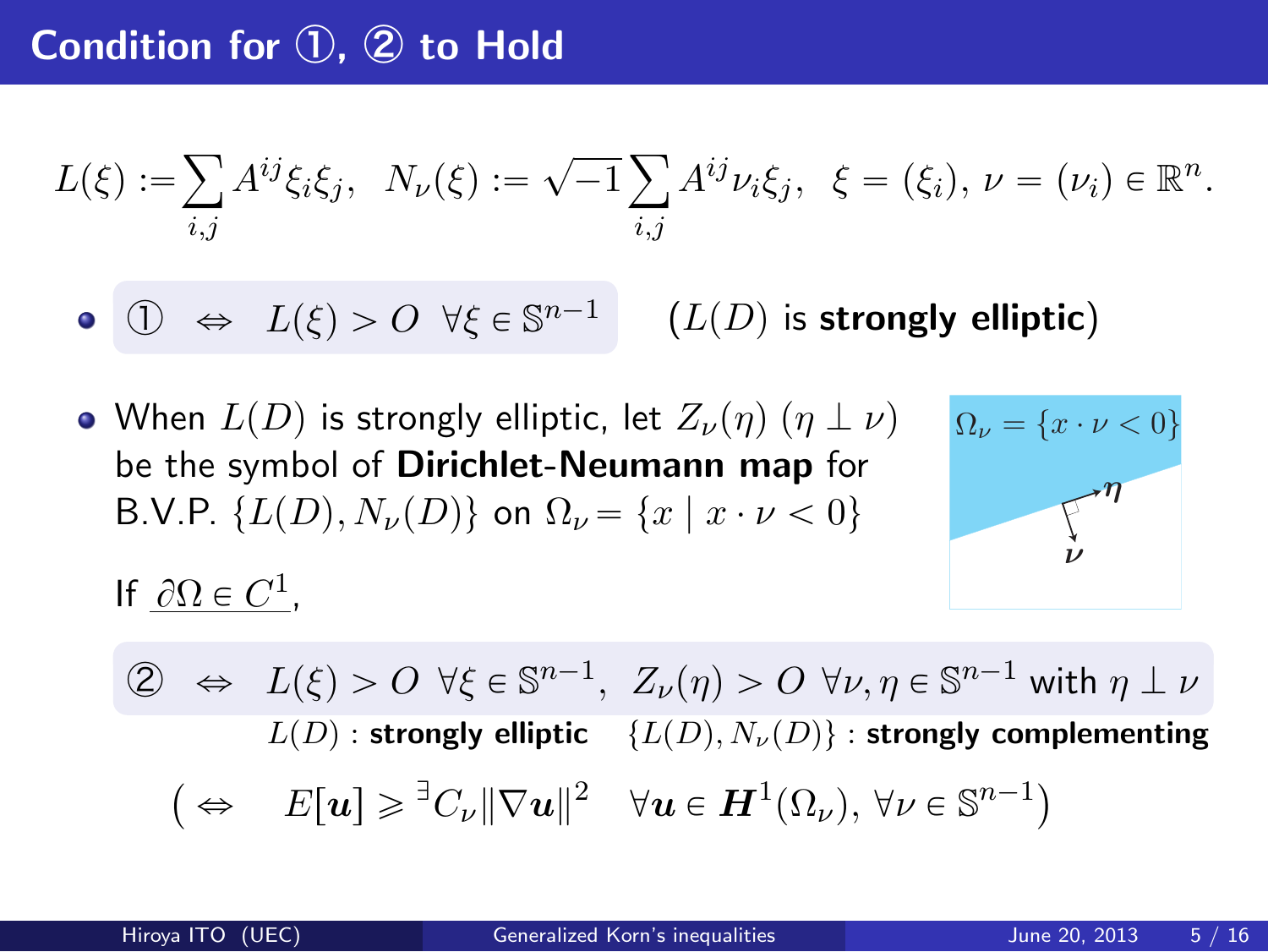# Condition for ①, ② to Hold

$$L(\xi) := \sum_{i,j} A^{ij}\xi_i\xi_j, \quad N_\nu(\xi) := \sqrt{-1}\sum_{i,j} A^{ij}\nu_i\xi_j, \quad \xi = (\xi_i),\, \nu = (\nu_i) \in \mathbb{R}^n.$$

- ① $\Leftrightarrow$ $L(\xi) > O \ \ \forall \xi \in \mathbb{S}^{n-1}$ ($L(D)$ is **strongly elliptic**)

- When $L(D)$ is strongly elliptic, let $Z_\nu(\eta)$ $(\eta \perp \nu)$ be the symbol of **Dirichlet-Neumann map** for B.V.P. $\{L(D), N_\nu(D)\}$ on $\Omega_\nu = \{x \mid x \cdot \nu < 0\}$

  $\Omega_\nu = \{x \cdot \nu < 0\}$ &nbsp; $\eta$ &nbsp; $\nu$

  If $\underline{\partial\Omega \in C^1}$,

  ② $\Leftrightarrow$ $L(\xi) > O \ \ \forall \xi \in \mathbb{S}^{n-1}$, $Z_\nu(\eta) > O \ \ \forall \nu, \eta \in \mathbb{S}^{n-1}$ with $\eta \perp \nu$

  $L(D)$ : **strongly elliptic** &nbsp;&nbsp; $\{L(D), N_\nu(D)\}$ : **strongly complementing**

  $$\left( \Leftrightarrow \quad E[\boldsymbol{u}] \geqslant {}^{\exists}C_\nu \|\nabla \boldsymbol{u}\|^2 \quad \forall \boldsymbol{u} \in \boldsymbol{H}^1(\Omega_\nu),\ \forall \nu \in \mathbb{S}^{n-1} \right)$$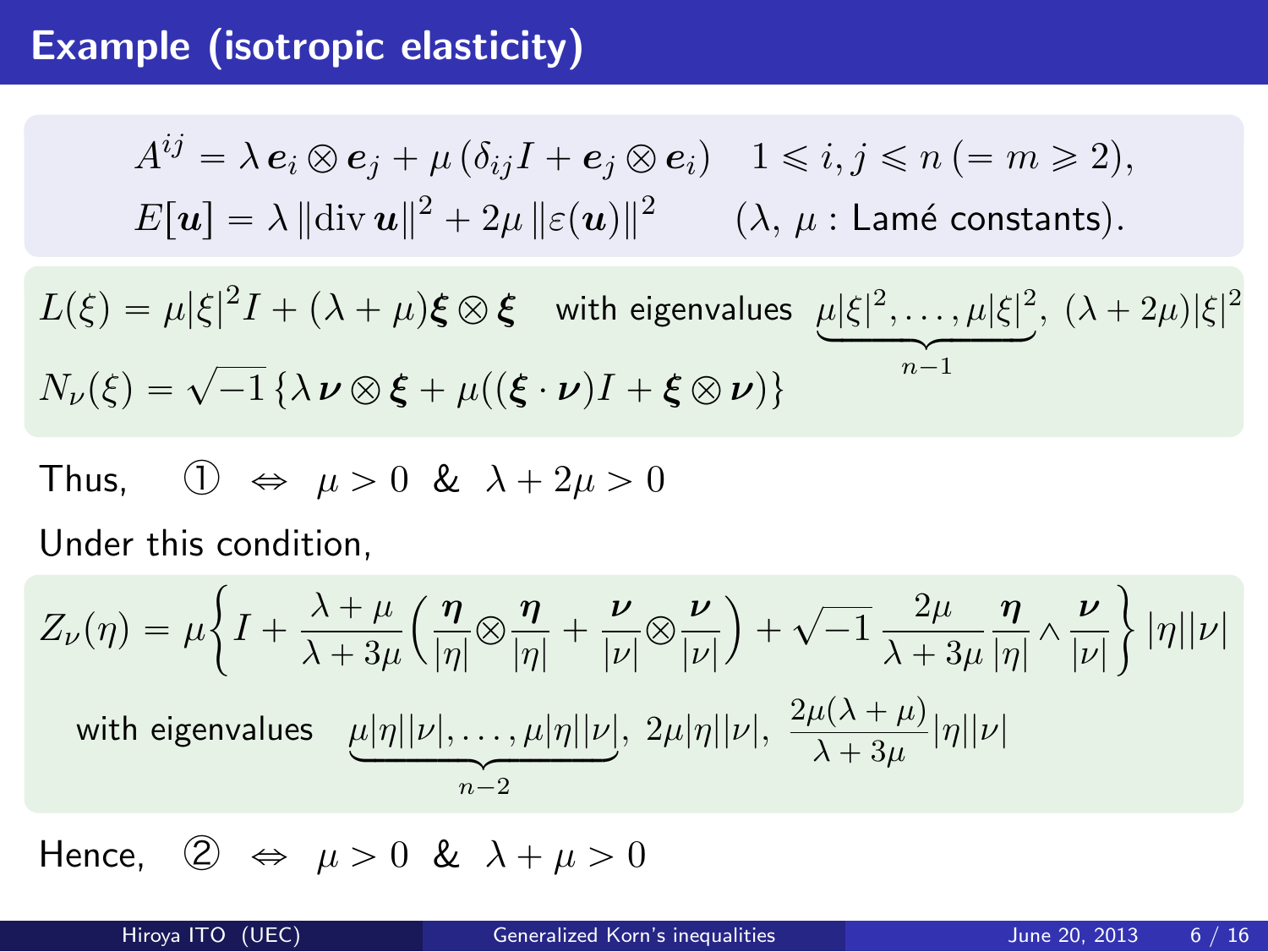## Example (isotropic elasticity)

$$A^{ij} = \lambda\, \boldsymbol{e}_i \otimes \boldsymbol{e}_j + \mu\, (\delta_{ij} I + \boldsymbol{e}_j \otimes \boldsymbol{e}_i) \quad 1 \leqslant i, j \leqslant n\, (= m \geqslant 2),$$

$$E[\boldsymbol{u}] = \lambda\, \|\operatorname{div} \boldsymbol{u}\|^2 + 2\mu\, \|\varepsilon(\boldsymbol{u})\|^2 \qquad (\lambda,\ \mu : \text{Lamé constants}).$$

$L(\xi) = \mu|\xi|^2 I + (\lambda + \mu)\boldsymbol{\xi} \otimes \boldsymbol{\xi}$ with eigenvalues $\underbrace{\mu|\xi|^2, \ldots, \mu|\xi|^2}_{n-1},\ (\lambda + 2\mu)|\xi|^2$

$N_\nu(\xi) = \sqrt{-1}\,\{\lambda\, \boldsymbol{\nu} \otimes \boldsymbol{\xi} + \mu((\boldsymbol{\xi} \cdot \boldsymbol{\nu}) I + \boldsymbol{\xi} \otimes \boldsymbol{\nu})\}$

Thus, ① $\Leftrightarrow$ $\mu > 0$ & $\lambda + 2\mu > 0$

Under this condition,

$$Z_\nu(\eta) = \mu \left\{ I + \frac{\lambda + \mu}{\lambda + 3\mu} \left( \frac{\boldsymbol{\eta}}{|\eta|} \otimes \frac{\boldsymbol{\eta}}{|\eta|} + \frac{\boldsymbol{\nu}}{|\nu|} \otimes \frac{\boldsymbol{\nu}}{|\nu|} \right) + \sqrt{-1}\, \frac{2\mu}{\lambda + 3\mu} \frac{\boldsymbol{\eta}}{|\eta|} \wedge \frac{\boldsymbol{\nu}}{|\nu|} \right\} |\eta||\nu|$$

with eigenvalues $\underbrace{\mu|\eta||\nu|, \ldots, \mu|\eta||\nu|}_{n-2},\ 2\mu|\eta||\nu|,\ \dfrac{2\mu(\lambda + \mu)}{\lambda + 3\mu}|\eta||\nu|$

Hence, ② $\Leftrightarrow$ $\mu > 0$ & $\lambda + \mu > 0$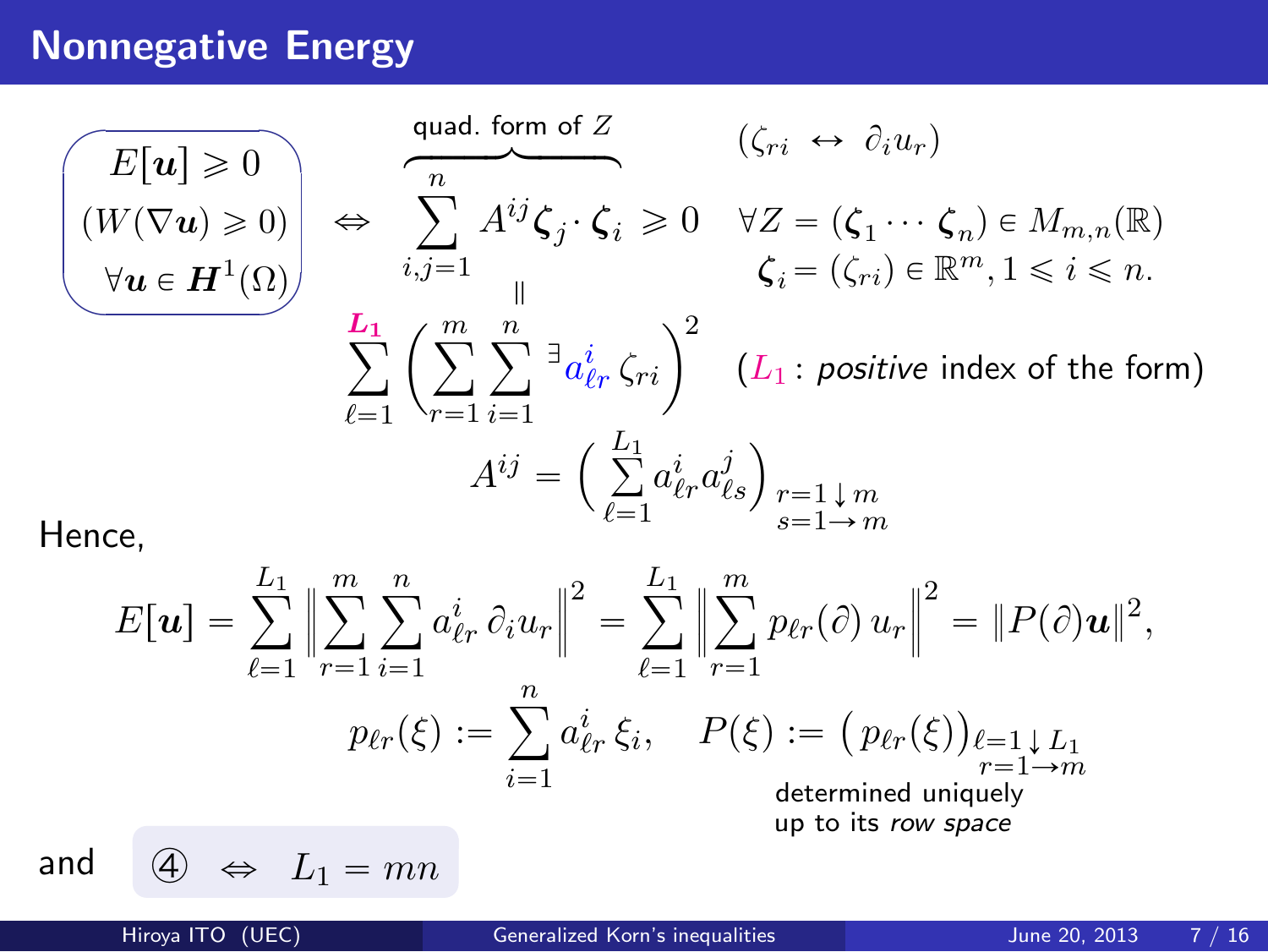# Nonnegative Energy

$$
\begin{array}{c} E[\boldsymbol{u}] \geqslant 0 \\ (W(\nabla \boldsymbol{u}) \geqslant 0) \\ \forall \boldsymbol{u} \in \boldsymbol{H}^1(\Omega) \end{array} \quad \Leftrightarrow \quad \overbrace{\sum_{i,j=1}^{n} A^{ij} \boldsymbol{\zeta}_j \cdot \boldsymbol{\zeta}_i}^{\text{quad. form of } Z} \geqslant 0 \quad \forall Z = (\boldsymbol{\zeta}_1 \cdots \boldsymbol{\zeta}_n) \in M_{m,n}(\mathbb{R})
$$

$(\zeta_{ri} \ \leftrightarrow \ \partial_i u_r)$

$\boldsymbol{\zeta}_i = (\zeta_{ri}) \in \mathbb{R}^m, 1 \leqslant i \leqslant n.$

$$
\sum_{i,j=1}^{n} A^{ij} \boldsymbol{\zeta}_j \cdot \boldsymbol{\zeta}_i = \sum_{\ell=1}^{L_1} \left( \sum_{r=1}^{m} \sum_{i=1}^{n} {}^{\exists} a^i_{\ell r} \, \zeta_{ri} \right)^2
$$

($L_1$ : *positive* index of the form)

$$
A^{ij} = \left( \sum_{\ell=1}^{L_1} a^i_{\ell r} a^j_{\ell s} \right)_{\substack{r=1 \downarrow m \\ s=1 \to m}}
$$

Hence,

$$
E[\boldsymbol{u}] = \sum_{\ell=1}^{L_1} \left\| \sum_{r=1}^{m} \sum_{i=1}^{n} a^i_{\ell r} \, \partial_i u_r \right\|^2 = \sum_{\ell=1}^{L_1} \left\| \sum_{r=1}^{m} p_{\ell r}(\partial) \, u_r \right\|^2 = \| P(\partial) \boldsymbol{u} \|^2,
$$

$$
p_{\ell r}(\xi) := \sum_{i=1}^{n} a^i_{\ell r} \, \xi_i, \quad P(\xi) := \big( p_{\ell r}(\xi) \big)_{\substack{\ell=1 \downarrow L_1 \\ r=1 \to m}}
$$

determined uniquely up to its *row space*

and ④ $\Leftrightarrow$ $L_1 = mn$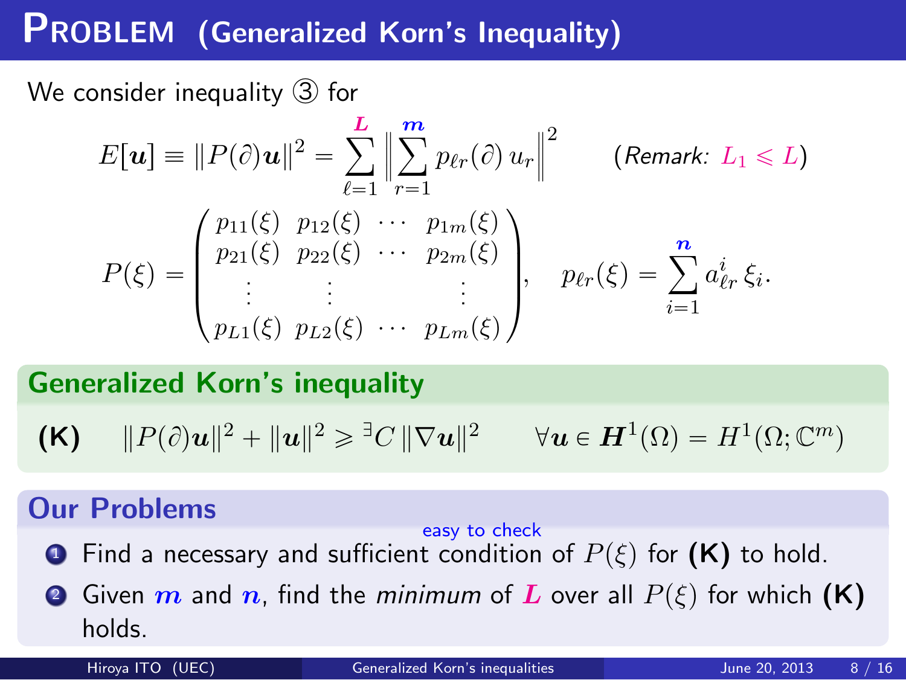# Problem (Generalized Korn's Inequality)

We consider inequality ③ for

$$E[\boldsymbol{u}] \equiv \|P(\partial)\boldsymbol{u}\|^2 = \sum_{\ell=1}^{L} \left\| \sum_{r=1}^{m} p_{\ell r}(\partial)\, u_r \right\|^2 \qquad (\textit{Remark: } L_1 \leqslant L)$$

$$P(\xi) = \begin{pmatrix} p_{11}(\xi) & p_{12}(\xi) & \cdots & p_{1m}(\xi) \\ p_{21}(\xi) & p_{22}(\xi) & \cdots & p_{2m}(\xi) \\ \vdots & \vdots & & \vdots \\ p_{L1}(\xi) & p_{L2}(\xi) & \cdots & p_{Lm}(\xi) \end{pmatrix}, \quad p_{\ell r}(\xi) = \sum_{i=1}^{n} a^i_{\ell r}\, \xi_i.$$

## Generalized Korn's inequality

**(K)** $\quad \|P(\partial)\boldsymbol{u}\|^2 + \|\boldsymbol{u}\|^2 \geqslant {}^{\exists}C\, \|\nabla \boldsymbol{u}\|^2 \qquad \forall \boldsymbol{u} \in \boldsymbol{H}^1(\Omega) = H^1(\Omega; \mathbb{C}^m)$

## Our Problems

1. Find a necessary and sufficient condition (easy to check) of $P(\xi)$ for **(K)** to hold.
2. Given $m$ and $n$, find the *minimum* of $L$ over all $P(\xi)$ for which **(K)** holds.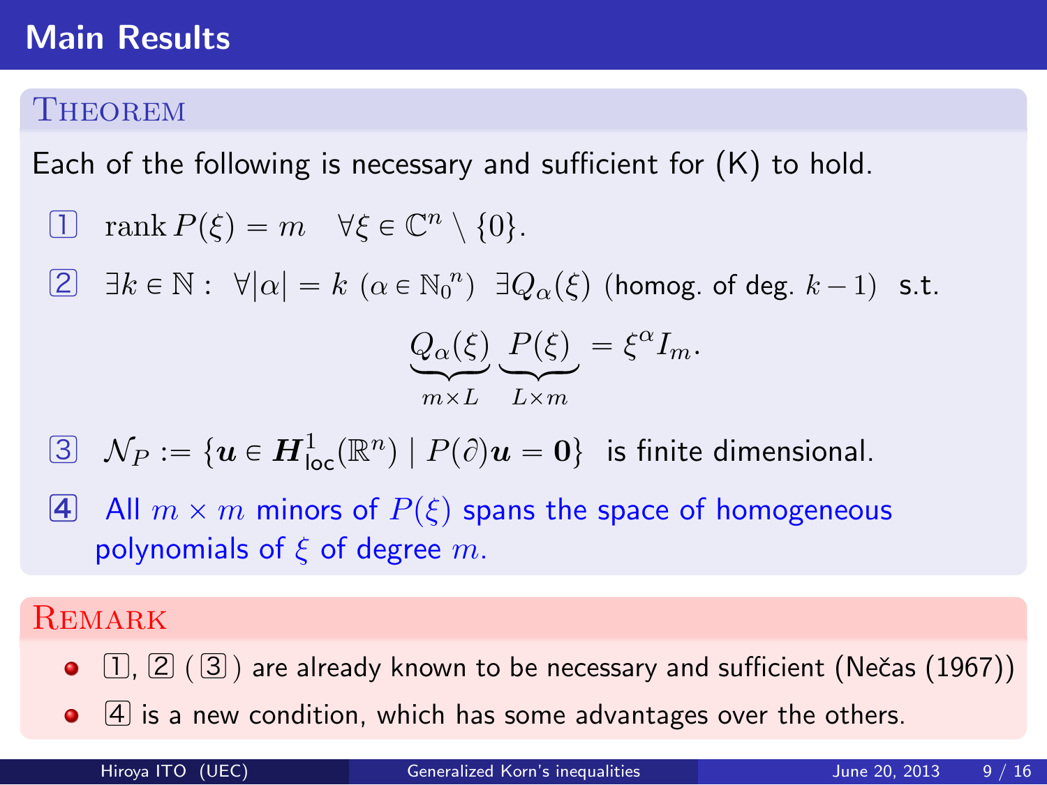# Main Results

### Theorem

Each of the following is necessary and sufficient for (K) to hold.

1. $\operatorname{rank} P(\xi) = m \quad \forall \xi \in \mathbb{C}^n \setminus \{0\}$.

2. $\exists k \in \mathbb{N} : \ \forall |\alpha| = k \ (\alpha \in {\mathbb{N}_0}^n) \ \exists Q_\alpha(\xi)$ (homog. of deg. $k-1$) s.t.

$$\underbrace{Q_\alpha(\xi)}_{m \times L} \underbrace{P(\xi)}_{L \times m} = \xi^\alpha I_m.$$

3. $\mathcal{N}_P := \{ \boldsymbol{u} \in \boldsymbol{H}^1_{\text{loc}}(\mathbb{R}^n) \mid P(\partial)\boldsymbol{u} = \boldsymbol{0} \}$ is finite dimensional.

4. All $m \times m$ minors of $P(\xi)$ spans the space of homogeneous polynomials of $\xi$ of degree $m$.

### Remark

- 1, 2 ( 3 ) are already known to be necessary and sufficient (Nečas (1967))
- 4 is a new condition, which has some advantages over the others.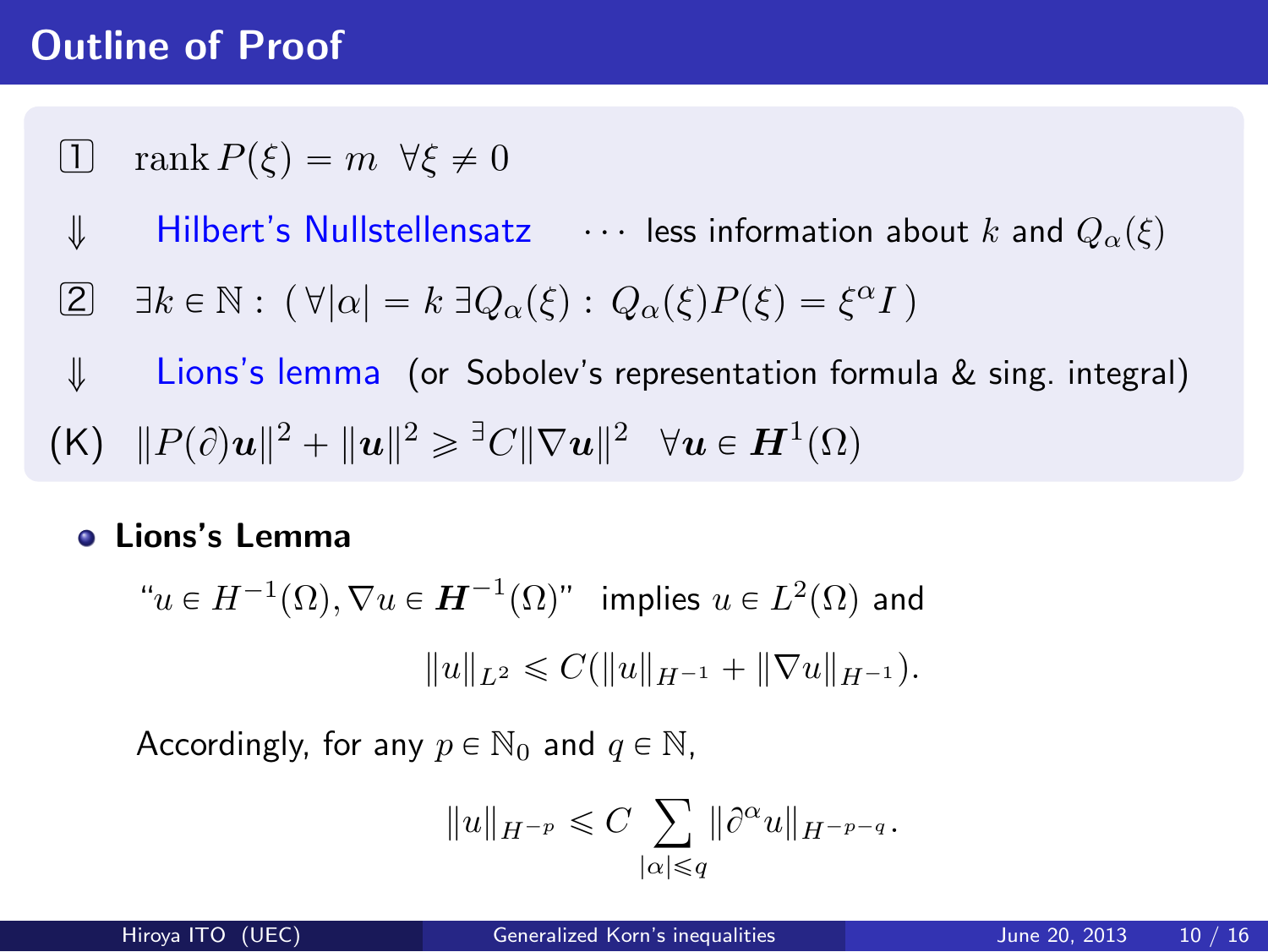## Outline of Proof

1. $\operatorname{rank} P(\xi) = m \ \ \forall \xi \neq 0$

$\Downarrow$ Hilbert's Nullstellensatz $\cdots$ less information about $k$ and $Q_\alpha(\xi)$

2. $\exists k \in \mathbb{N} : \ (\forall |\alpha| = k \ \exists Q_\alpha(\xi) : \ Q_\alpha(\xi) P(\xi) = \xi^\alpha I \ )$

$\Downarrow$ Lions's lemma (or Sobolev's representation formula & sing. integral)

(K) $\|P(\partial)\boldsymbol{u}\|^2 + \|\boldsymbol{u}\|^2 \geqslant {}^{\exists}C \|\nabla \boldsymbol{u}\|^2 \quad \forall \boldsymbol{u} \in \boldsymbol{H}^1(\Omega)$

- **Lions's Lemma**

"$u \in H^{-1}(\Omega), \nabla u \in \boldsymbol{H}^{-1}(\Omega)$" implies $u \in L^2(\Omega)$ and

$$\|u\|_{L^2} \leqslant C(\|u\|_{H^{-1}} + \|\nabla u\|_{H^{-1}}).$$

Accordingly, for any $p \in \mathbb{N}_0$ and $q \in \mathbb{N}$,

$$\|u\|_{H^{-p}} \leqslant C \sum_{|\alpha| \leqslant q} \|\partial^\alpha u\|_{H^{-p-q}}.$$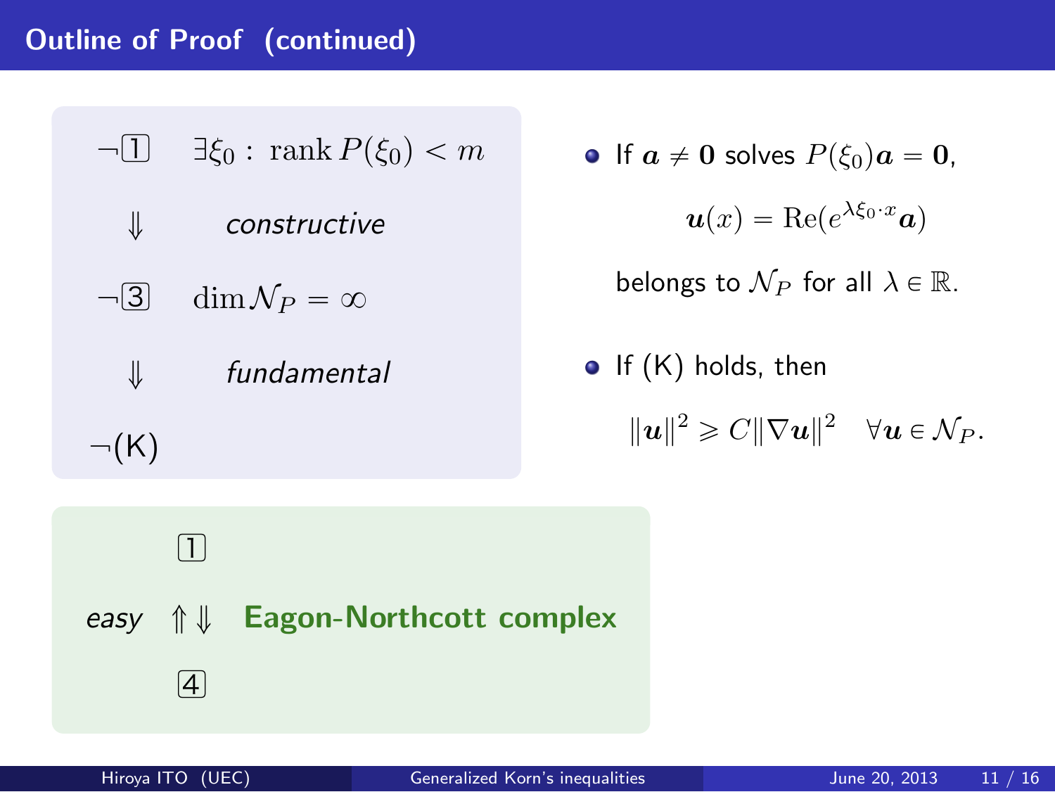## Outline of Proof (continued)

$\neg$ 1 $\quad \exists \xi_0 : \operatorname{rank} P(\xi_0) < m$

$\Downarrow$ *constructive*

$\neg$ 3 $\quad \dim \mathcal{N}_P = \infty$

$\Downarrow$ *fundamental*

$\neg$(K)

- If $\boldsymbol{a} \neq \mathbf{0}$ solves $P(\xi_0)\boldsymbol{a} = \mathbf{0}$,

  $$\boldsymbol{u}(x) = \operatorname{Re}(e^{\lambda \xi_0 \cdot x} \boldsymbol{a})$$

  belongs to $\mathcal{N}_P$ for all $\lambda \in \mathbb{R}$.

- If (K) holds, then

  $$\|\boldsymbol{u}\|^2 \geqslant C \|\nabla \boldsymbol{u}\|^2 \quad \forall \boldsymbol{u} \in \mathcal{N}_P.$$

1

*easy* $\Uparrow \Downarrow$ **Eagon-Northcott complex**

4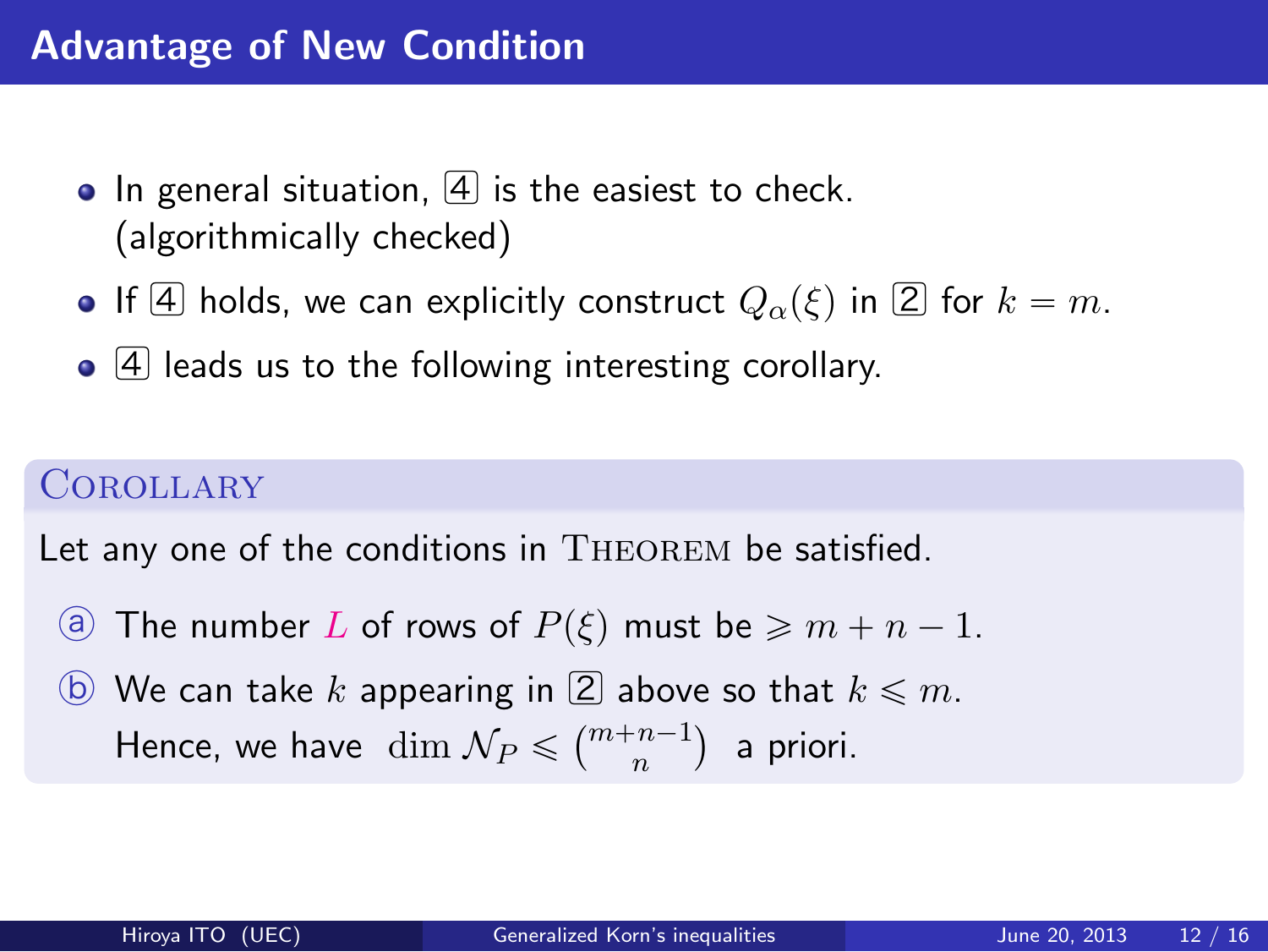## Advantage of New Condition

- In general situation, [4] is the easiest to check. (algorithmically checked)
- If [4] holds, we can explicitly construct $Q_\alpha(\xi)$ in [2] for $k = m$.
- [4] leads us to the following interesting corollary.

**Corollary**

Let any one of the conditions in Theorem be satisfied.

ⓐ The number $L$ of rows of $P(\xi)$ must be $\geqslant m + n - 1$.

ⓑ We can take $k$ appearing in [2] above so that $k \leqslant m$.
Hence, we have $\dim \mathcal{N}_P \leqslant \binom{m+n-1}{n}$ a priori.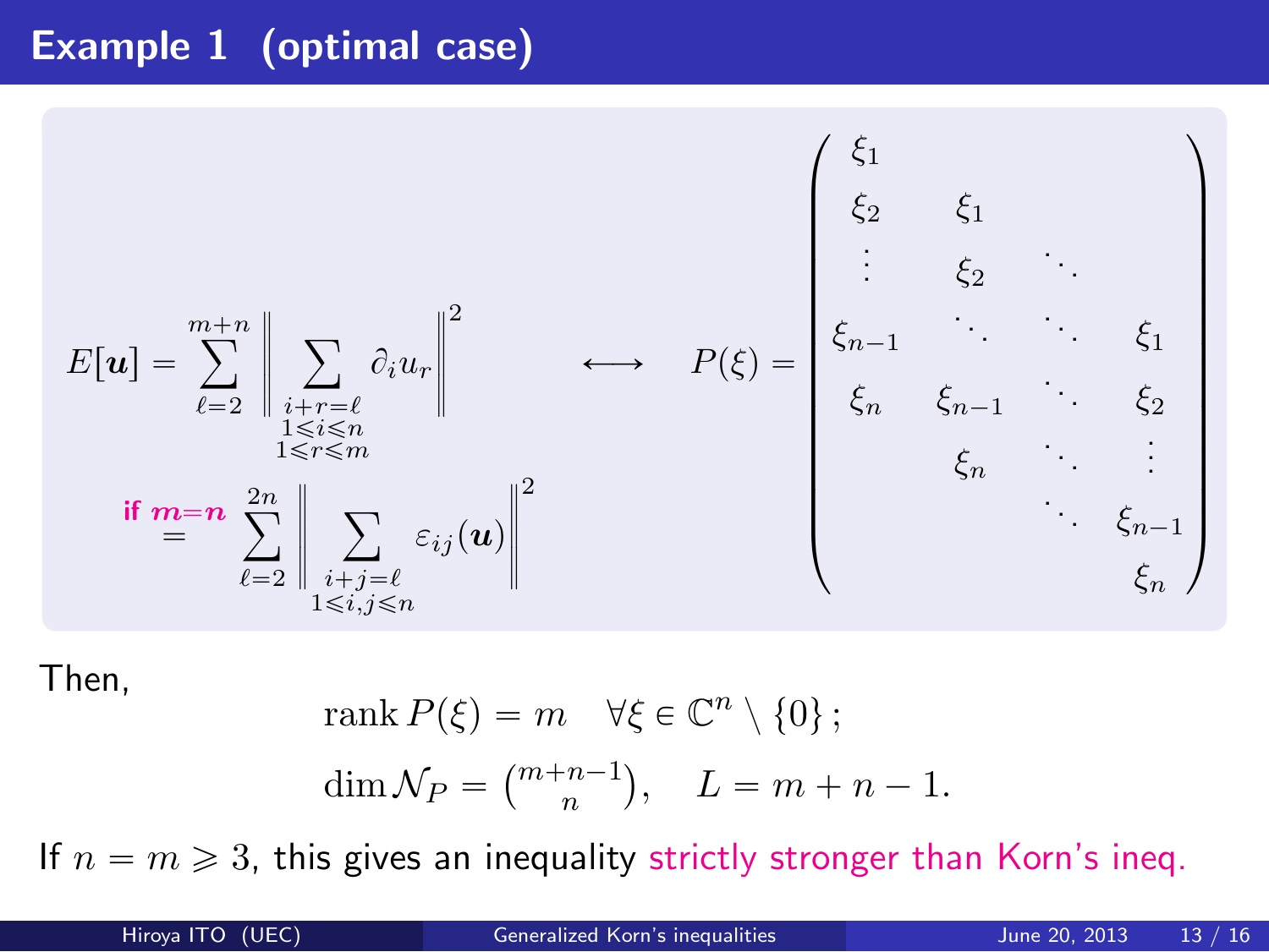# Example 1 (optimal case)

$$E[\boldsymbol{u}] = \sum_{\ell=2}^{m+n} \left\| \sum_{\substack{i+r=\ell \\ 1\leqslant i\leqslant n \\ 1\leqslant r\leqslant m}} \partial_i u_r \right\|^2 \quad \longleftrightarrow \quad P(\xi) = \begin{pmatrix} \xi_1 & & & \\ \xi_2 & \xi_1 & & \\ \vdots & \xi_2 & \ddots & \\ \xi_{n-1} & \ddots & \ddots & \xi_1 \\ \xi_n & \xi_{n-1} & \ddots & \xi_2 \\ & \xi_n & \ddots & \vdots \\ & & \ddots & \xi_{n-1} \\ & & & \xi_n \end{pmatrix}$$

$$\overset{\textbf{if } m=n}{=} \sum_{\ell=2}^{2n} \left\| \sum_{\substack{i+j=\ell \\ 1\leqslant i,j\leqslant n}} \varepsilon_{ij}(\boldsymbol{u}) \right\|^2$$

Then,

$$\operatorname{rank} P(\xi) = m \quad \forall \xi \in \mathbb{C}^n \setminus \{0\};$$

$$\dim \mathcal{N}_P = \binom{m+n-1}{n}, \quad L = m+n-1.$$

If $n = m \geqslant 3$, this gives an inequality strictly stronger than Korn's ineq.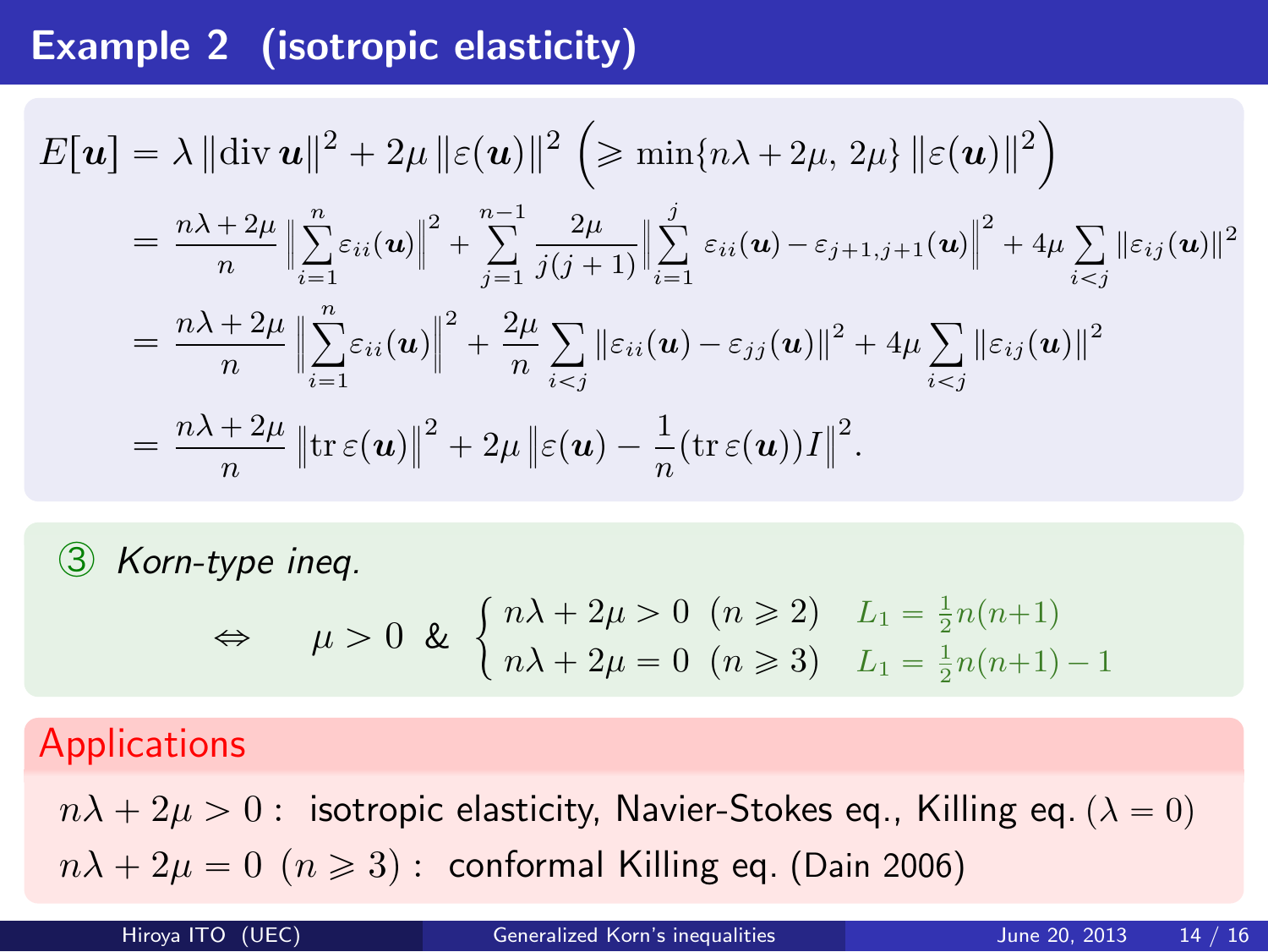## Example 2 (isotropic elasticity)

$$
\begin{aligned}
E[\boldsymbol{u}] &= \lambda \|\operatorname{div} \boldsymbol{u}\|^2 + 2\mu \|\varepsilon(\boldsymbol{u})\|^2 \ \left(\geqslant \min\{n\lambda + 2\mu,\, 2\mu\} \|\varepsilon(\boldsymbol{u})\|^2\right) \\
&= \frac{n\lambda + 2\mu}{n} \Big\| \sum_{i=1}^{n} \varepsilon_{ii}(\boldsymbol{u}) \Big\|^2 + \sum_{j=1}^{n-1} \frac{2\mu}{j(j+1)} \Big\| \sum_{i=1}^{j} \varepsilon_{ii}(\boldsymbol{u}) - \varepsilon_{j+1,j+1}(\boldsymbol{u}) \Big\|^2 + 4\mu \sum_{i<j} \|\varepsilon_{ij}(\boldsymbol{u})\|^2 \\
&= \frac{n\lambda + 2\mu}{n} \Big\| \sum_{i=1}^{n} \varepsilon_{ii}(\boldsymbol{u}) \Big\|^2 + \frac{2\mu}{n} \sum_{i<j} \|\varepsilon_{ii}(\boldsymbol{u}) - \varepsilon_{jj}(\boldsymbol{u})\|^2 + 4\mu \sum_{i<j} \|\varepsilon_{ij}(\boldsymbol{u})\|^2 \\
&= \frac{n\lambda + 2\mu}{n} \|\operatorname{tr} \varepsilon(\boldsymbol{u})\|^2 + 2\mu \Big\| \varepsilon(\boldsymbol{u}) - \frac{1}{n} (\operatorname{tr} \varepsilon(\boldsymbol{u})) I \Big\|^2 .
\end{aligned}
$$

③ *Korn-type ineq.*

$$
\Leftrightarrow \quad \mu > 0 \ \& \ \begin{cases} n\lambda + 2\mu > 0 \ \ (n \geqslant 2) & L_1 = \frac{1}{2} n(n+1) \\ n\lambda + 2\mu = 0 \ \ (n \geqslant 3) & L_1 = \frac{1}{2} n(n+1) - 1 \end{cases}
$$

### Applications

$n\lambda + 2\mu > 0$ : isotropic elasticity, Navier-Stokes eq., Killing eq. $(\lambda = 0)$

$n\lambda + 2\mu = 0 \ (n \geqslant 3)$ : conformal Killing eq. (Dain 2006)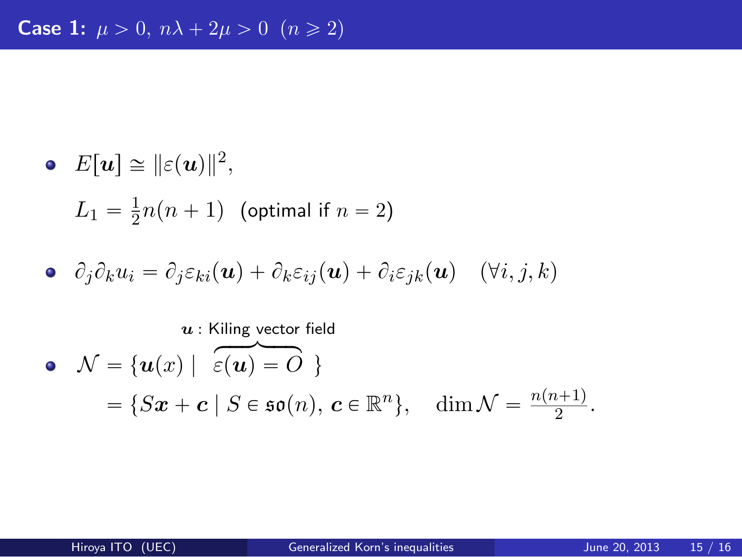## **Case 1:** $\mu > 0,\ n\lambda + 2\mu > 0 \ \ (n \geqslant 2)$

- $E[\boldsymbol{u}] \cong \|\varepsilon(\boldsymbol{u})\|^2,$

  $L_1 = \frac{1}{2}n(n+1)$ (optimal if $n = 2$)

- $\partial_j \partial_k u_i = \partial_j \varepsilon_{ki}(\boldsymbol{u}) + \partial_k \varepsilon_{ij}(\boldsymbol{u}) + \partial_i \varepsilon_{jk}(\boldsymbol{u}) \quad (\forall i, j, k)$

- $\mathcal{N} = \{\boldsymbol{u}(x) \mid \overbrace{\varepsilon(\boldsymbol{u}) = O}^{\boldsymbol{u}\text{ : Kiling vector field}} \}$

  $= \{S\boldsymbol{x} + \boldsymbol{c} \mid S \in \mathfrak{so}(n),\ \boldsymbol{c} \in \mathbb{R}^n\}, \quad \dim \mathcal{N} = \frac{n(n+1)}{2}.$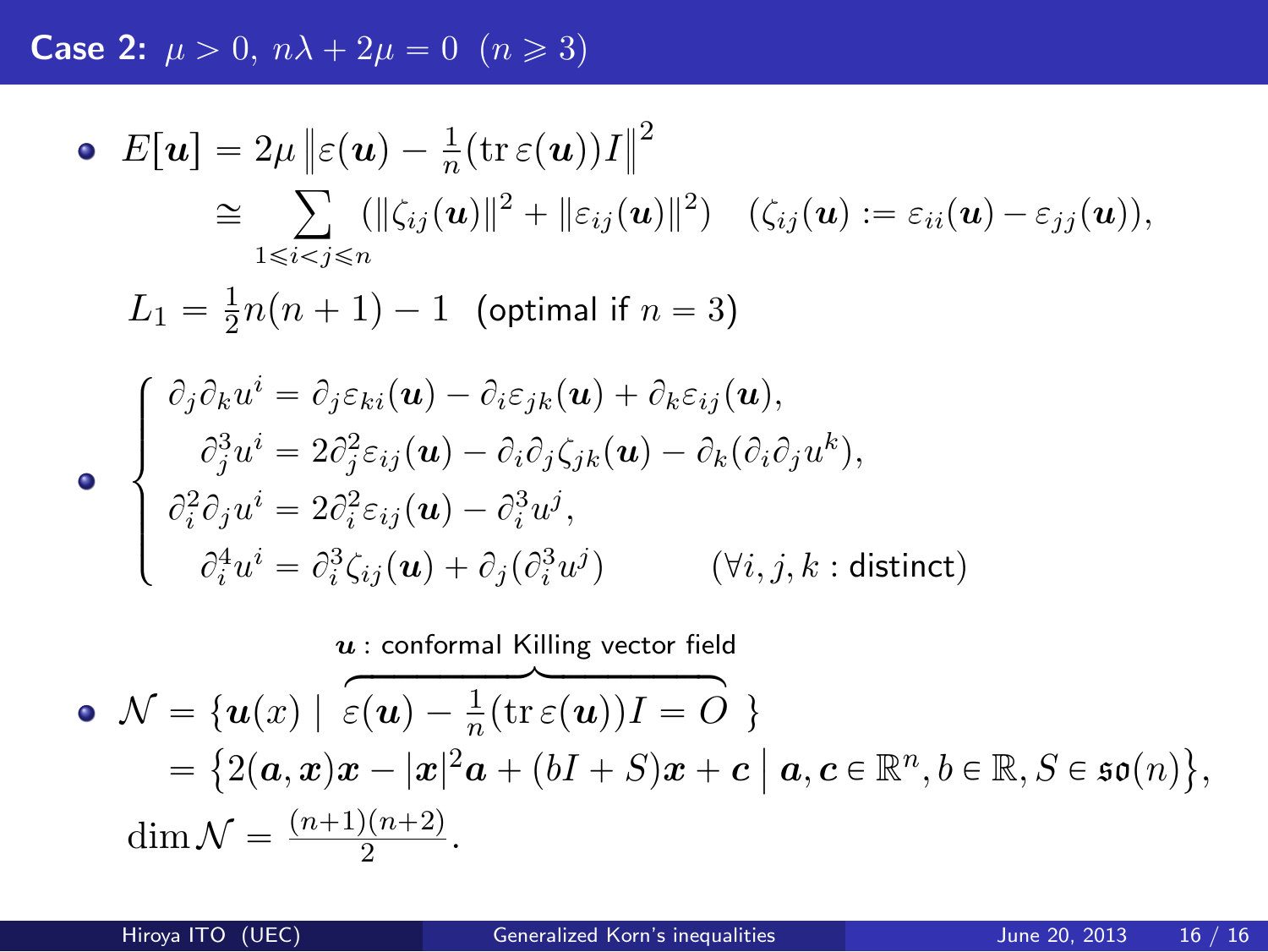## Case 2: $\mu > 0,\ n\lambda + 2\mu = 0\ \ (n \geqslant 3)$

- $$E[\boldsymbol{u}] = 2\mu \left\| \varepsilon(\boldsymbol{u}) - \tfrac{1}{n}(\operatorname{tr}\varepsilon(\boldsymbol{u}))I \right\|^2$$
  $$\cong \sum_{1 \leqslant i < j \leqslant n} (\|\zeta_{ij}(\boldsymbol{u})\|^2 + \|\varepsilon_{ij}(\boldsymbol{u})\|^2) \quad (\zeta_{ij}(\boldsymbol{u}) := \varepsilon_{ii}(\boldsymbol{u}) - \varepsilon_{jj}(\boldsymbol{u})),$$
  $L_1 = \frac{1}{2}n(n+1) - 1$ (optimal if $n = 3$)

- $$\begin{cases} \partial_j \partial_k u^i = \partial_j \varepsilon_{ki}(\boldsymbol{u}) - \partial_i \varepsilon_{jk}(\boldsymbol{u}) + \partial_k \varepsilon_{ij}(\boldsymbol{u}), \\ \quad \partial_j^3 u^i = 2\partial_j^2 \varepsilon_{ij}(\boldsymbol{u}) - \partial_i \partial_j \zeta_{jk}(\boldsymbol{u}) - \partial_k(\partial_i \partial_j u^k), \\ \partial_i^2 \partial_j u^i = 2\partial_i^2 \varepsilon_{ij}(\boldsymbol{u}) - \partial_i^3 u^j, \\ \quad \partial_i^4 u^i = \partial_i^3 \zeta_{ij}(\boldsymbol{u}) + \partial_j(\partial_i^3 u^j) \qquad (\forall i, j, k : \text{distinct}) \end{cases}$$

- $$\mathcal{N} = \{\boldsymbol{u}(x) \mid \overbrace{\varepsilon(\boldsymbol{u}) - \tfrac{1}{n}(\operatorname{tr}\varepsilon(\boldsymbol{u}))I = O}^{\boldsymbol{u}\,:\,\text{conformal Killing vector field}} \}$$
  $$= \left\{ 2(\boldsymbol{a}, \boldsymbol{x})\boldsymbol{x} - |\boldsymbol{x}|^2 \boldsymbol{a} + (bI + S)\boldsymbol{x} + \boldsymbol{c} \;\middle|\; \boldsymbol{a}, \boldsymbol{c} \in \mathbb{R}^n, b \in \mathbb{R}, S \in \mathfrak{so}(n) \right\},$$
  $$\dim \mathcal{N} = \frac{(n+1)(n+2)}{2}.$$